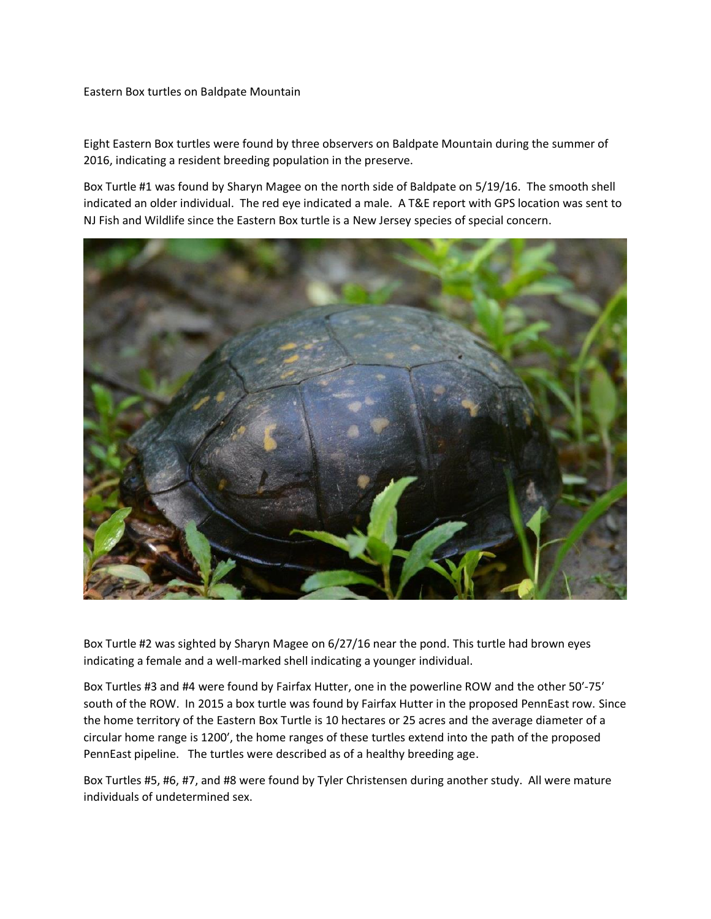Eastern Box turtles on Baldpate Mountain

Eight Eastern Box turtles were found by three observers on Baldpate Mountain during the summer of 2016, indicating a resident breeding population in the preserve.

Box Turtle #1 was found by Sharyn Magee on the north side of Baldpate on 5/19/16. The smooth shell indicated an older individual. The red eye indicated a male. A T&E report with GPS location was sent to NJ Fish and Wildlife since the Eastern Box turtle is a New Jersey species of special concern.

Box Turtle #2 was sighted by Sharyn Magee on 6/27/16 near the pond. This turtle had brown eyes indicating a female and a well-marked shell indicating a younger individual.

Box Turtles #3 and #4 were found by Fairfax Hutter, one in the powerline ROW and the other 50'-75' south of the ROW. In 2015 a box turtle was found by Fairfax Hutter in the proposed PennEast row. Since the home territory of the Eastern Box Turtle is 10 hectares or 25 acres and the average diameter of a circular home range is 1200', the home ranges of these turtles extend into the path of the proposed PennEast pipeline. The turtles were described as of a healthy breeding age.

Box Turtles #5, #6, #7, and #8 were found by Tyler Christensen during another study. All were mature individuals of undetermined sex.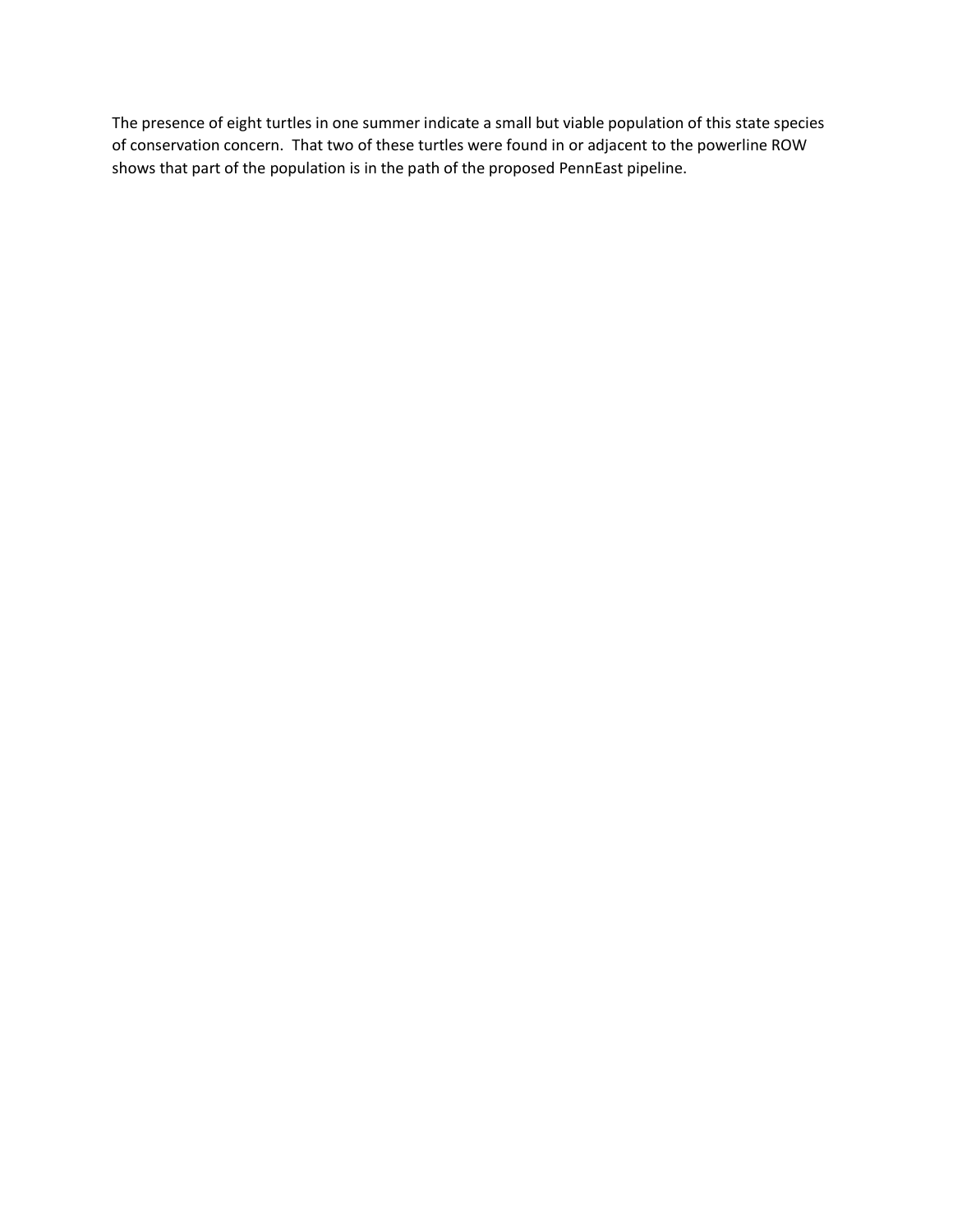The presence of eight turtles in one summer indicate a small but viable population of this state species of conservation concern. That two of these turtles were found in or adjacent to the powerline ROW shows that part of the population is in the path of the proposed PennEast pipeline.